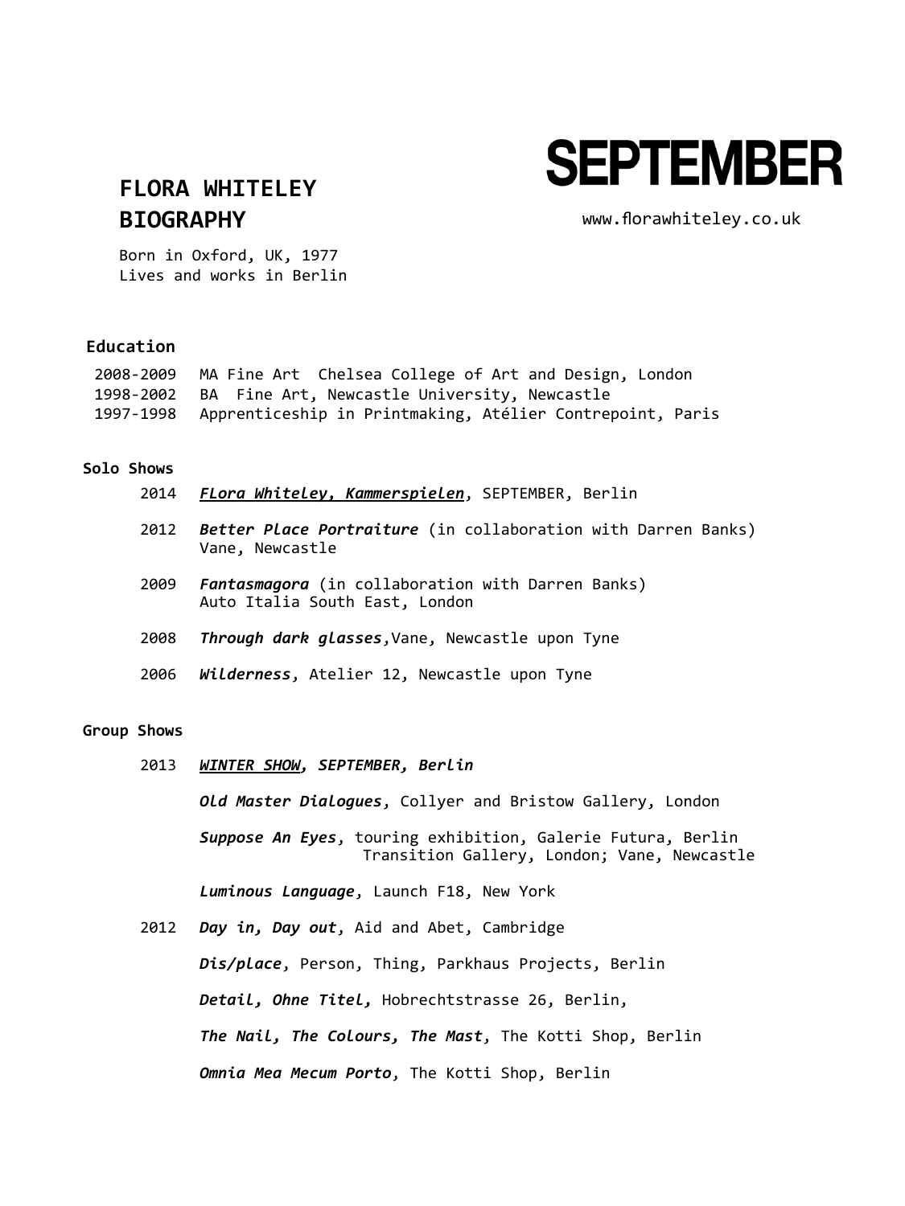# SEPTEMBER

## FLORA WHITELEY
## BIOGRAPHY

www.florawhiteley.co.uk

Born in Oxford, UK, 1977
Lives and works in Berlin

### Education

2008-2009 MA Fine Art Chelsea College of Art and Design, London
1998-2002 BA Fine Art, Newcastle University, Newcastle
1997-1998 Apprenticeship in Printmaking, Atélier Contrepoint, Paris

### Solo Shows

2014 ***FLora Whiteley, Kammerspielen***, SEPTEMBER, Berlin

2012 ***Better Place Portraiture*** (in collaboration with Darren Banks)
Vane, Newcastle

2009 ***Fantasmagora*** (in collaboration with Darren Banks)
Auto Italia South East, London

2008 ***Through dark glasses***, Vane, Newcastle upon Tyne

2006 ***Wilderness***, Atelier 12, Newcastle upon Tyne

### Group Shows

2013 ***WINTER SHOW, SEPTEMBER, Berlin***

***Old Master Dialogues***, Collyer and Bristow Gallery, London

***Suppose An Eyes***, touring exhibition, Galerie Futura, Berlin
Transition Gallery, London; Vane, Newcastle

***Luminous Language***, Launch F18, New York

2012 ***Day in, Day out***, Aid and Abet, Cambridge

***Dis/place***, Person, Thing, Parkhaus Projects, Berlin

***Detail, Ohne Titel***, Hobrechtstrasse 26, Berlin,

***The Nail, The Colours, The Mast***, The Kotti Shop, Berlin

***Omnia Mea Mecum Porto***, The Kotti Shop, Berlin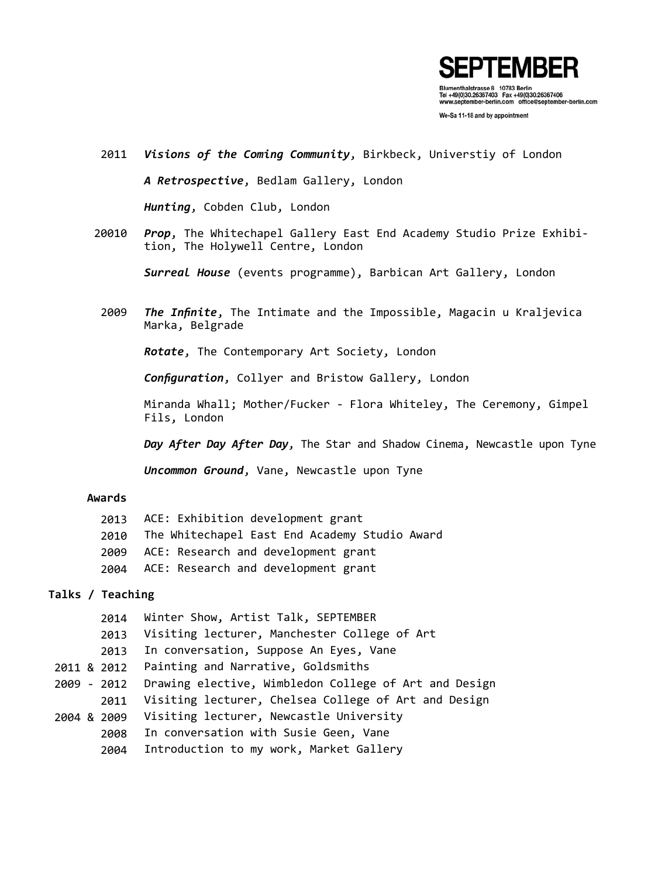2011 ***Visions of the Coming Community***, Birkbeck, Universtiy of London

***A Retrospective***, Bedlam Gallery, London

***Hunting***, Cobden Club, London

20010 ***Prop***, The Whitechapel Gallery East End Academy Studio Prize Exhibition, The Holywell Centre, London

***Surreal House*** (events programme), Barbican Art Gallery, London

2009 ***The Infinite***, The Intimate and the Impossible, Magacin u Kraljevica Marka, Belgrade

***Rotate***, The Contemporary Art Society, London

***Configuration***, Collyer and Bristow Gallery, London

Miranda Whall; Mother/Fucker - Flora Whiteley, The Ceremony, Gimpel Fils, London

***Day After Day After Day***, The Star and Shadow Cinema, Newcastle upon Tyne

***Uncommon Ground***, Vane, Newcastle upon Tyne

**Awards**

2013 ACE: Exhibition development grant
2010 The Whitechapel East End Academy Studio Award
2009 ACE: Research and development grant
2004 ACE: Research and development grant

**Talks / Teaching**

2014 Winter Show, Artist Talk, SEPTEMBER
2013 Visiting lecturer, Manchester College of Art
2013 In conversation, Suppose An Eyes, Vane
2011 & 2012 Painting and Narrative, Goldsmiths
2009 - 2012 Drawing elective, Wimbledon College of Art and Design
2011 Visiting lecturer, Chelsea College of Art and Design
2004 & 2009 Visiting lecturer, Newcastle University
2008 In conversation with Susie Geen, Vane
2004 Introduction to my work, Market Gallery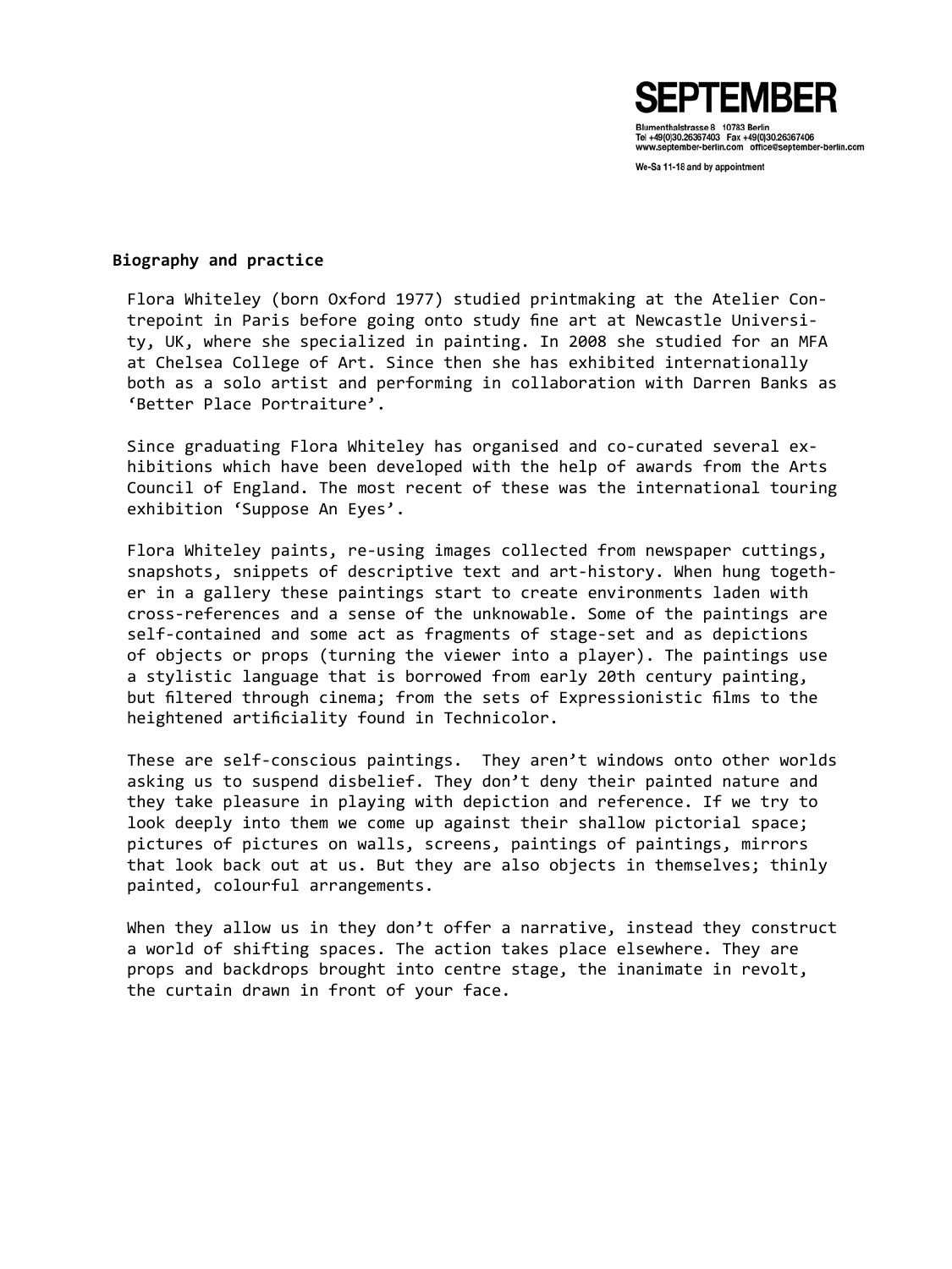## Biography and practice

Flora Whiteley (born Oxford 1977) studied printmaking at the Atelier Contrepoint in Paris before going onto study fine art at Newcastle University, UK, where she specialized in painting. In 2008 she studied for an MFA at Chelsea College of Art. Since then she has exhibited internationally both as a solo artist and performing in collaboration with Darren Banks as ‘Better Place Portraiture’.

Since graduating Flora Whiteley has organised and co-curated several exhibitions which have been developed with the help of awards from the Arts Council of England. The most recent of these was the international touring exhibition ‘Suppose An Eyes’.

Flora Whiteley paints, re-using images collected from newspaper cuttings, snapshots, snippets of descriptive text and art-history. When hung together in a gallery these paintings start to create environments laden with cross-references and a sense of the unknowable. Some of the paintings are self-contained and some act as fragments of stage-set and as depictions of objects or props (turning the viewer into a player). The paintings use a stylistic language that is borrowed from early 20th century painting, but filtered through cinema; from the sets of Expressionistic films to the heightened artificiality found in Technicolor.

These are self-conscious paintings. They aren’t windows onto other worlds asking us to suspend disbelief. They don’t deny their painted nature and they take pleasure in playing with depiction and reference. If we try to look deeply into them we come up against their shallow pictorial space; pictures of pictures on walls, screens, paintings of paintings, mirrors that look back out at us. But they are also objects in themselves; thinly painted, colourful arrangements.

When they allow us in they don’t offer a narrative, instead they construct a world of shifting spaces. The action takes place elsewhere. They are props and backdrops brought into centre stage, the inanimate in revolt, the curtain drawn in front of your face.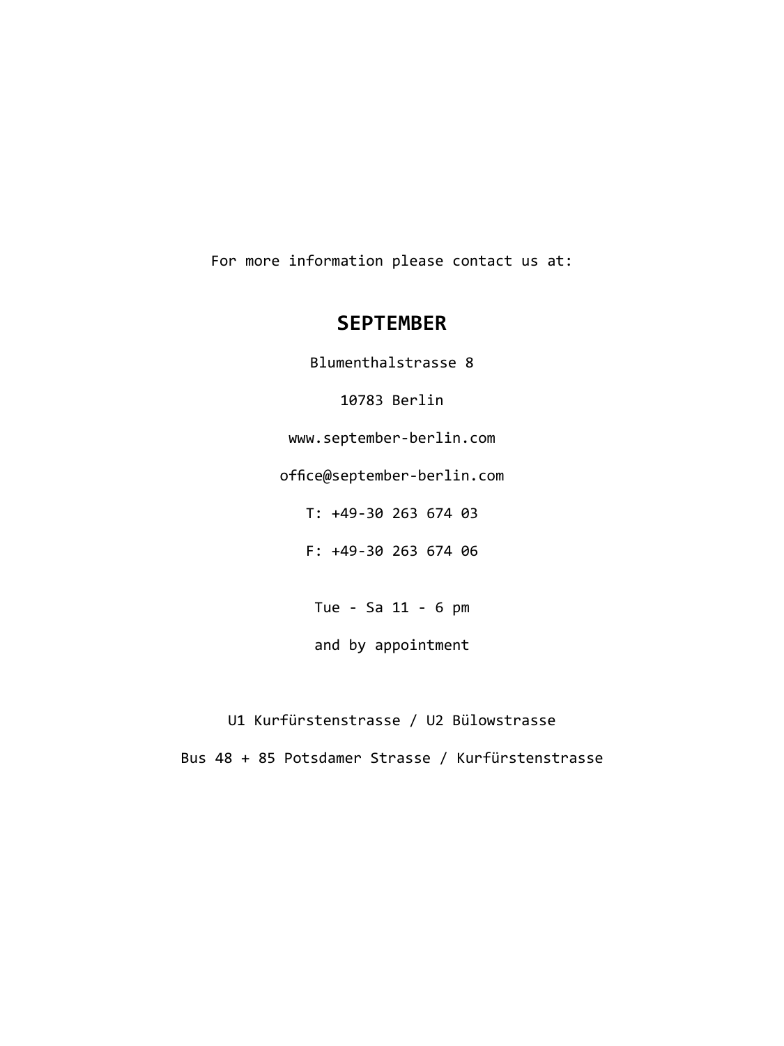For more information please contact us at:

**SEPTEMBER**

Blumenthalstrasse 8

10783 Berlin

www.september-berlin.com

office@september-berlin.com

T: +49-30 263 674 03

F: +49-30 263 674 06

Tue - Sa 11 - 6 pm

and by appointment

U1 Kurfürstenstrasse / U2 Bülowstrasse

Bus 48 + 85 Potsdamer Strasse / Kurfürstenstrasse